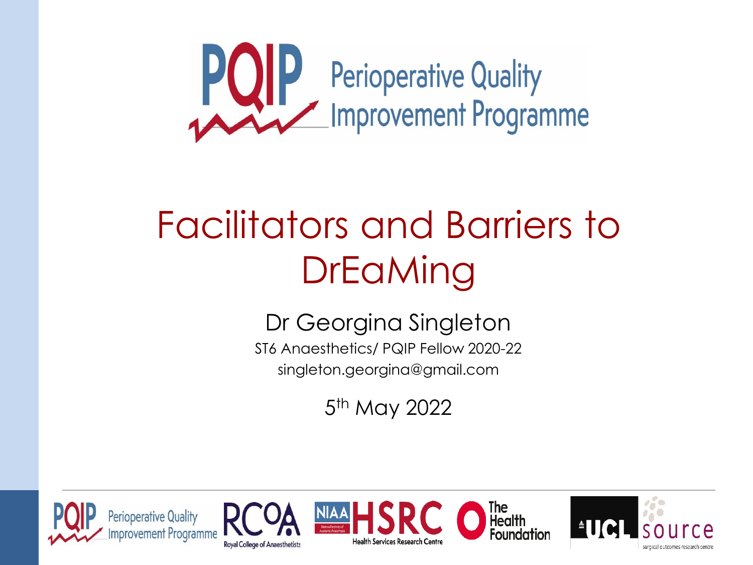PQIP Perioperative Quality Improvement Programme

# Facilitators and Barriers to DrEaMing

Dr Georgina Singleton

ST6 Anaesthetics/ PQIP Fellow 2020-22

singleton.georgina@gmail.com

5th May 2022

PQIP Perioperative Quality Improvement Programme | RCoA Royal College of Anaesthetists | NIAA HSRC Health Services Research Centre | The Health Foundation | UCL | source surgical outcomes research centre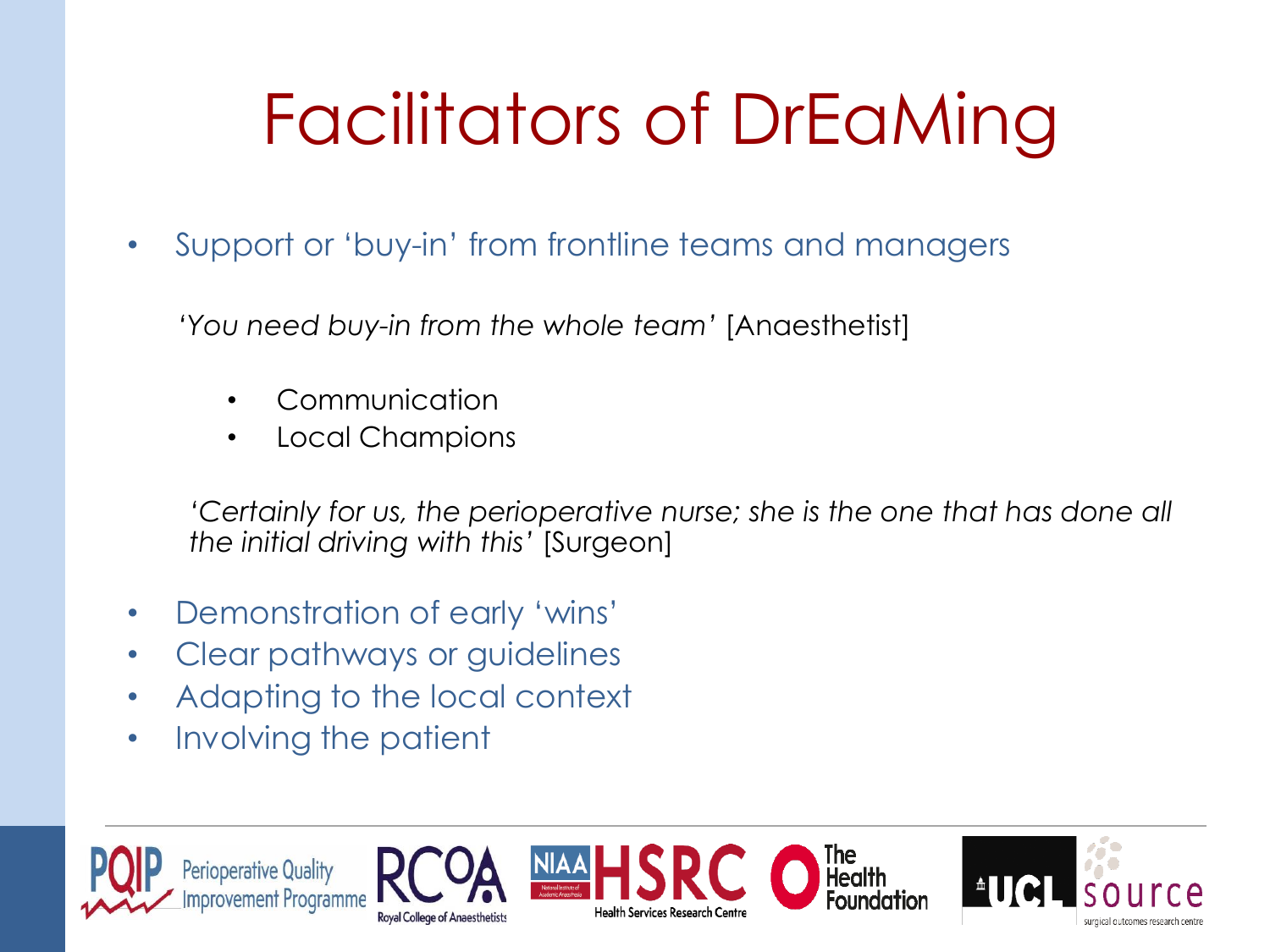# Facilitators of DrEaMing

- Support or 'buy-in' from frontline teams and managers

  *'You need buy-in from the whole team'* [Anaesthetist]

  - Communication
  - Local Champions

  *'Certainly for us, the perioperative nurse; she is the one that has done all the initial driving with this'* [Surgeon]

- Demonstration of early 'wins'
- Clear pathways or guidelines
- Adapting to the local context
- Involving the patient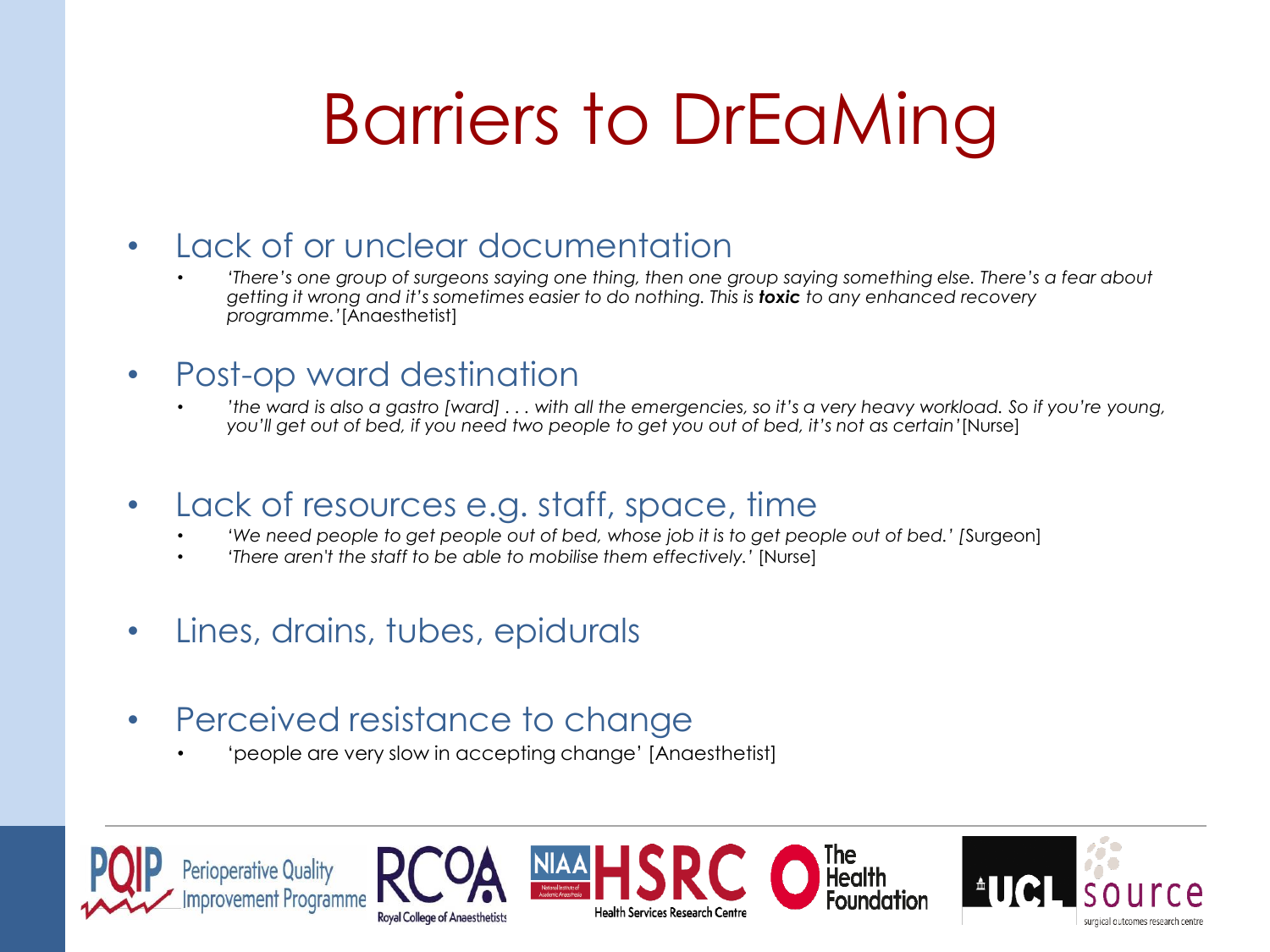# Barriers to DrEaMing

- Lack of or unclear documentation
  - *'There's one group of surgeons saying one thing, then one group saying something else. There's a fear about getting it wrong and it's sometimes easier to do nothing. This is **toxic** to any enhanced recovery programme.'* [Anaesthetist]
- Post-op ward destination
  - *'the ward is also a gastro [ward] . . . with all the emergencies, so it's a very heavy workload. So if you're young, you'll get out of bed, if you need two people to get you out of bed, it's not as certain'* [Nurse]
- Lack of resources e.g. staff, space, time
  - *'We need people to get people out of bed, whose job it is to get people out of bed.'* [Surgeon]
  - *'There aren't the staff to be able to mobilise them effectively.'* [Nurse]
- Lines, drains, tubes, epidurals
- Perceived resistance to change
  - 'people are very slow in accepting change' [Anaesthetist]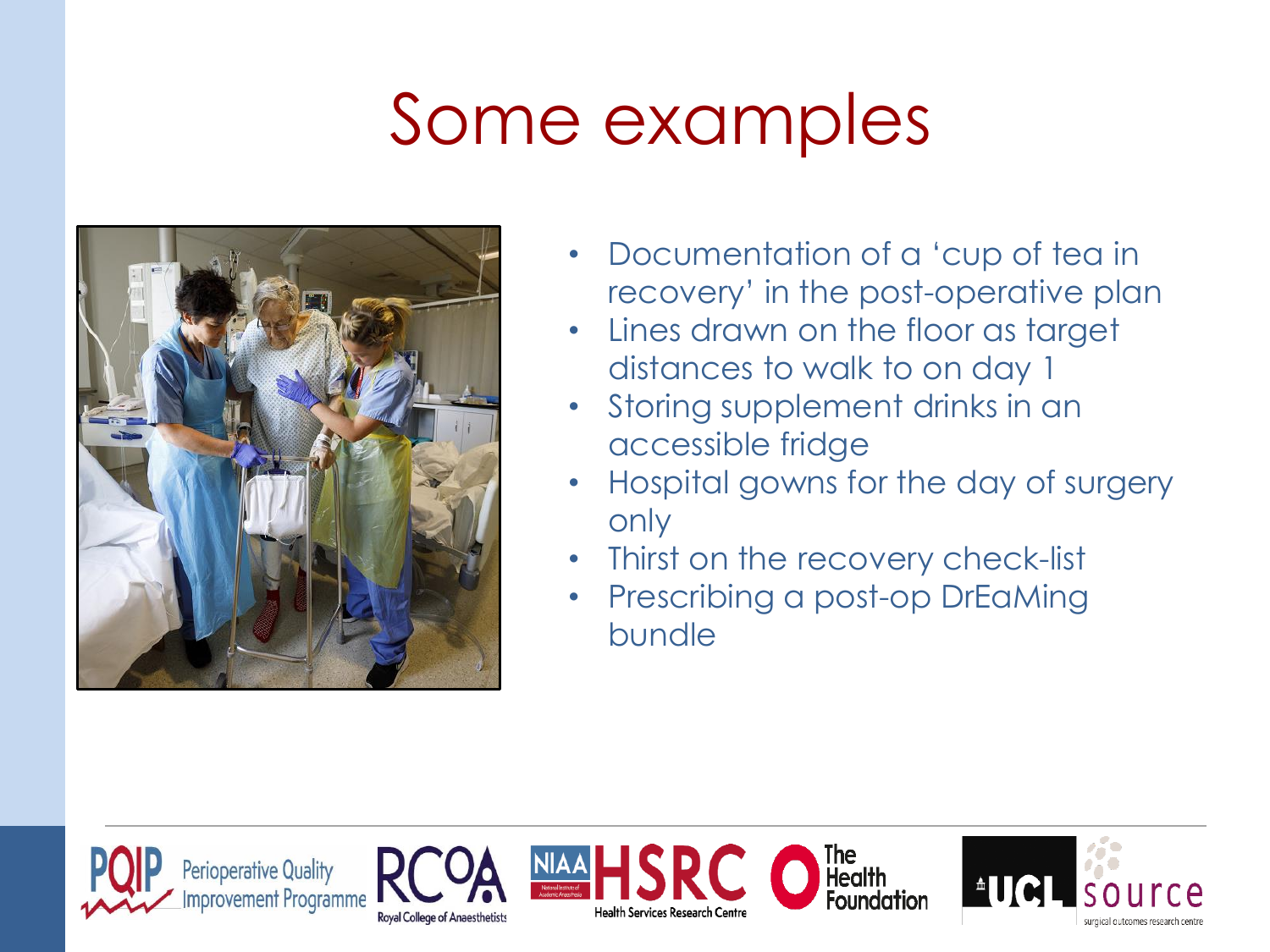# Some examples

- Documentation of a 'cup of tea in recovery' in the post-operative plan
- Lines drawn on the floor as target distances to walk to on day 1
- Storing supplement drinks in an accessible fridge
- Hospital gowns for the day of surgery only
- Thirst on the recovery check-list
- Prescribing a post-op DrEaMing bundle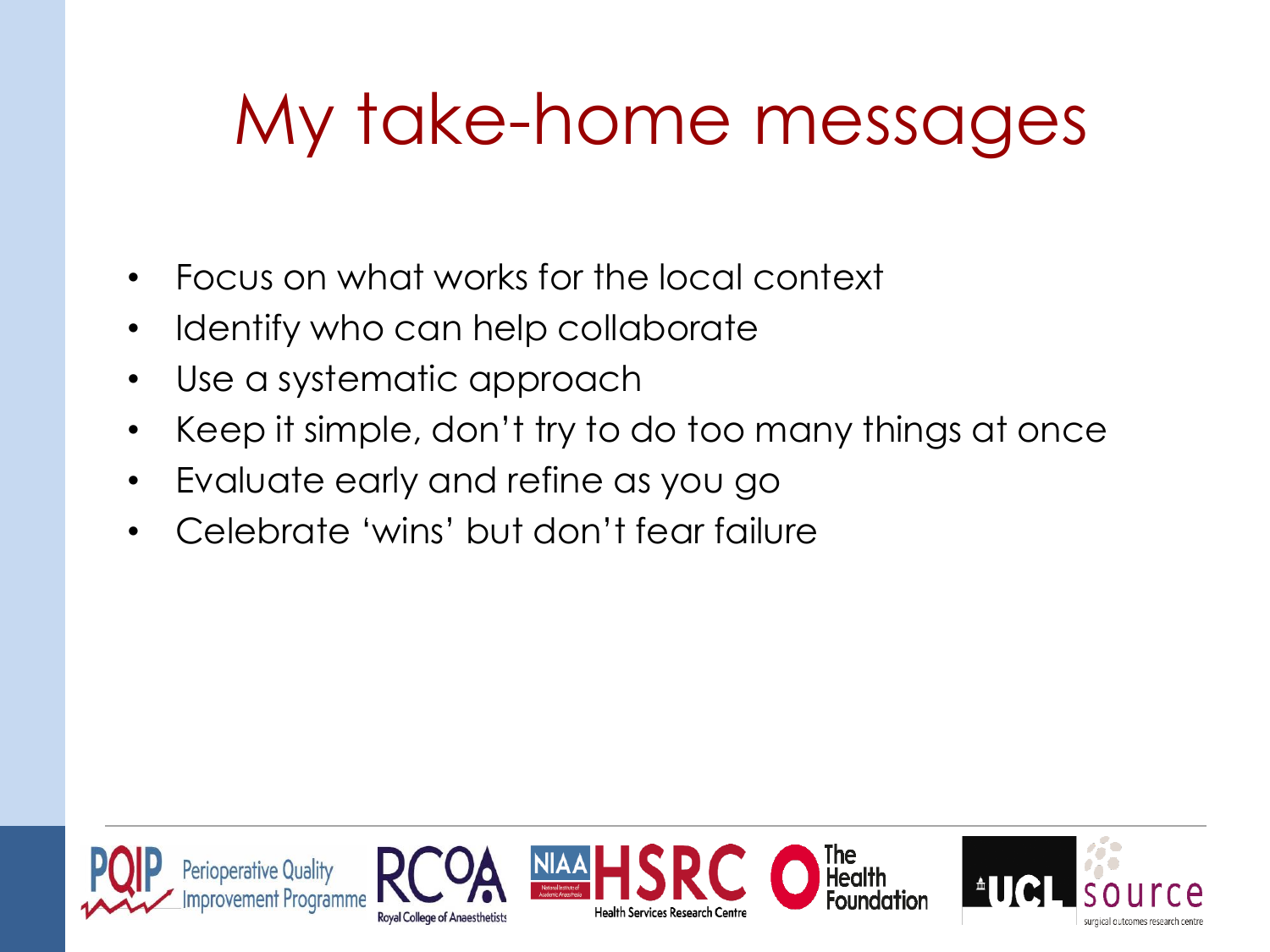# My take-home messages

- Focus on what works for the local context
- Identify who can help collaborate
- Use a systematic approach
- Keep it simple, don't try to do too many things at once
- Evaluate early and refine as you go
- Celebrate 'wins' but don't fear failure